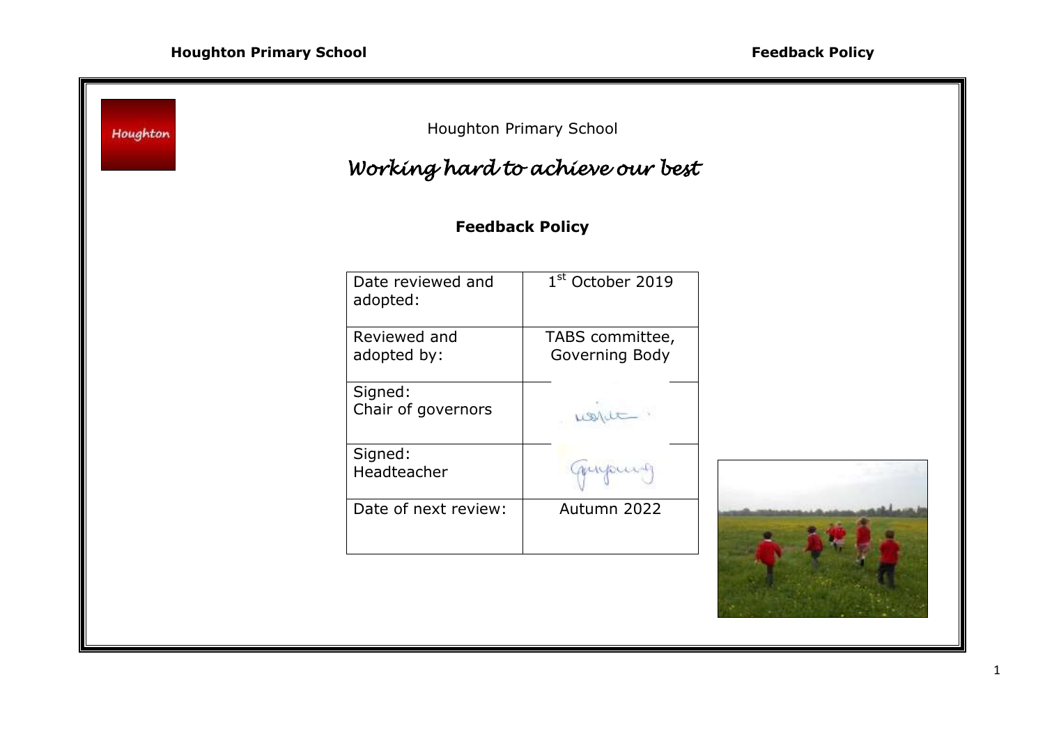Houghton

Houghton Primary School

*Working hard to achieve our best*

**Feedback Policy**

| Date reviewed and adopted: | 1st October 2019 |
| --- | --- |
| Reviewed and adopted by: | TABS committee, Governing Body |
| Signed: Chair of governors | |
| Signed: Headteacher | |
| Date of next review: | Autumn 2022 |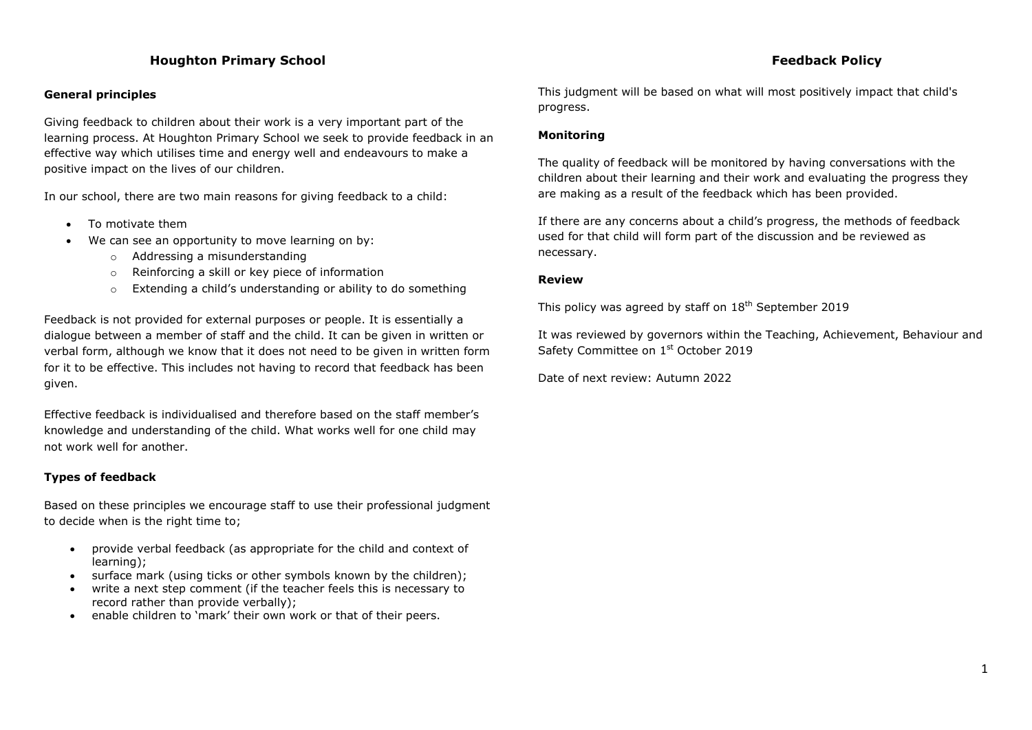# Houghton Primary School

# Feedback Policy

## General principles

Giving feedback to children about their work is a very important part of the learning process. At Houghton Primary School we seek to provide feedback in an effective way which utilises time and energy well and endeavours to make a positive impact on the lives of our children.

In our school, there are two main reasons for giving feedback to a child:

- To motivate them
- We can see an opportunity to move learning on by:
  - Addressing a misunderstanding
  - Reinforcing a skill or key piece of information
  - Extending a child's understanding or ability to do something

Feedback is not provided for external purposes or people. It is essentially a dialogue between a member of staff and the child. It can be given in written or verbal form, although we know that it does not need to be given in written form for it to be effective. This includes not having to record that feedback has been given.

Effective feedback is individualised and therefore based on the staff member's knowledge and understanding of the child. What works well for one child may not work well for another.

## Types of feedback

Based on these principles we encourage staff to use their professional judgment to decide when is the right time to;

- provide verbal feedback (as appropriate for the child and context of learning);
- surface mark (using ticks or other symbols known by the children);
- write a next step comment (if the teacher feels this is necessary to record rather than provide verbally);
- enable children to 'mark' their own work or that of their peers.

This judgment will be based on what will most positively impact that child's progress.

## Monitoring

The quality of feedback will be monitored by having conversations with the children about their learning and their work and evaluating the progress they are making as a result of the feedback which has been provided.

If there are any concerns about a child's progress, the methods of feedback used for that child will form part of the discussion and be reviewed as necessary.

## Review

This policy was agreed by staff on 18th September 2019

It was reviewed by governors within the Teaching, Achievement, Behaviour and Safety Committee on 1st October 2019

Date of next review: Autumn 2022